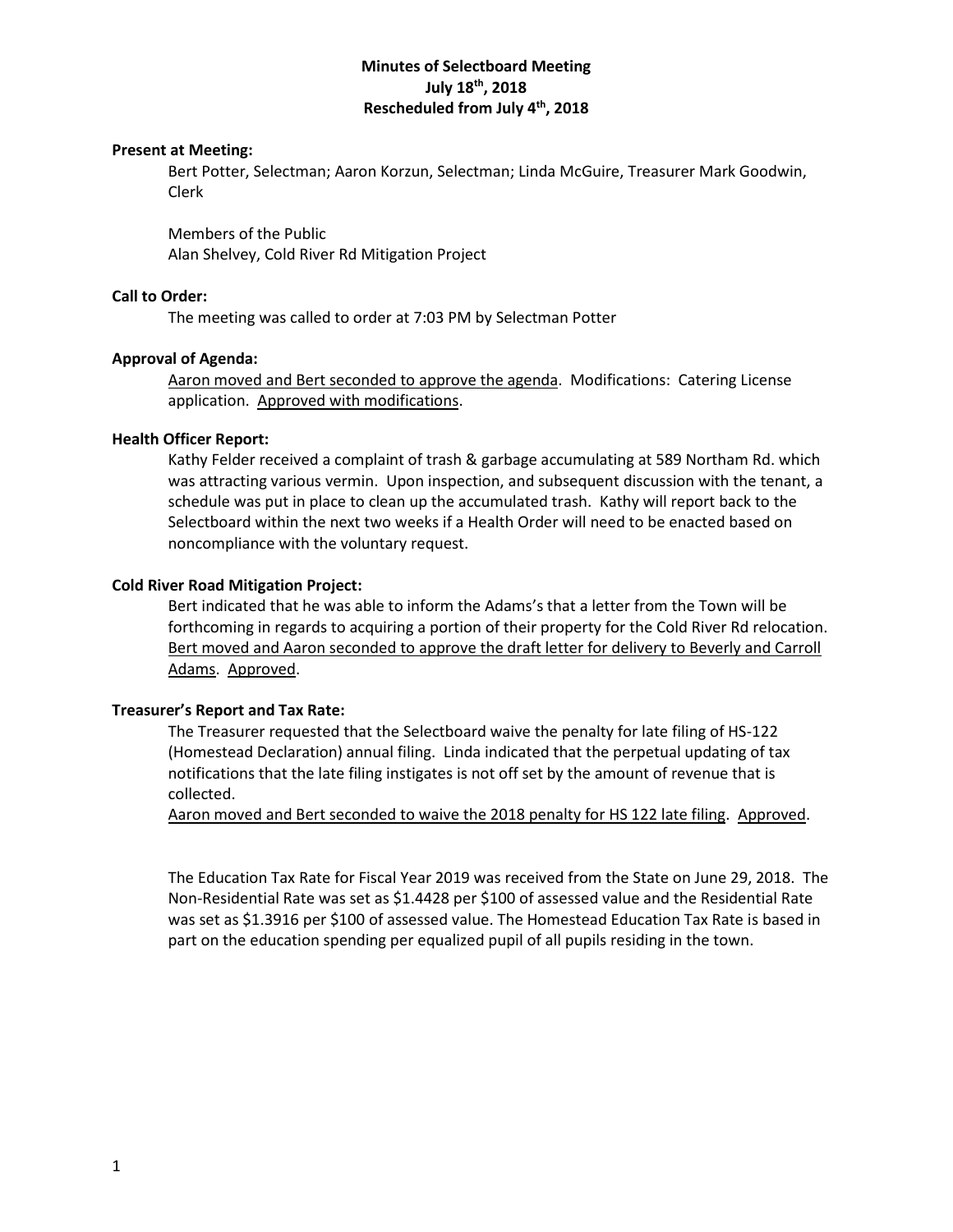**Minutes of Selectboard Meeting**
**July 18th, 2018**
**Rescheduled from July 4th, 2018**

**Present at Meeting:**

Bert Potter, Selectman; Aaron Korzun, Selectman; Linda McGuire, Treasurer Mark Goodwin, Clerk

Members of the Public
Alan Shelvey, Cold River Rd Mitigation Project

**Call to Order:**

The meeting was called to order at 7:03 PM by Selectman Potter

**Approval of Agenda:**

Aaron moved and Bert seconded to approve the agenda. Modifications: Catering License application. Approved with modifications.

**Health Officer Report:**

Kathy Felder received a complaint of trash & garbage accumulating at 589 Northam Rd. which was attracting various vermin. Upon inspection, and subsequent discussion with the tenant, a schedule was put in place to clean up the accumulated trash. Kathy will report back to the Selectboard within the next two weeks if a Health Order will need to be enacted based on noncompliance with the voluntary request.

**Cold River Road Mitigation Project:**

Bert indicated that he was able to inform the Adams's that a letter from the Town will be forthcoming in regards to acquiring a portion of their property for the Cold River Rd relocation. Bert moved and Aaron seconded to approve the draft letter for delivery to Beverly and Carroll Adams. Approved.

**Treasurer's Report and Tax Rate:**

The Treasurer requested that the Selectboard waive the penalty for late filing of HS-122 (Homestead Declaration) annual filing. Linda indicated that the perpetual updating of tax notifications that the late filing instigates is not off set by the amount of revenue that is collected.
Aaron moved and Bert seconded to waive the 2018 penalty for HS 122 late filing. Approved.

The Education Tax Rate for Fiscal Year 2019 was received from the State on June 29, 2018. The Non-Residential Rate was set as $1.4428 per $100 of assessed value and the Residential Rate was set as $1.3916 per $100 of assessed value. The Homestead Education Tax Rate is based in part on the education spending per equalized pupil of all pupils residing in the town.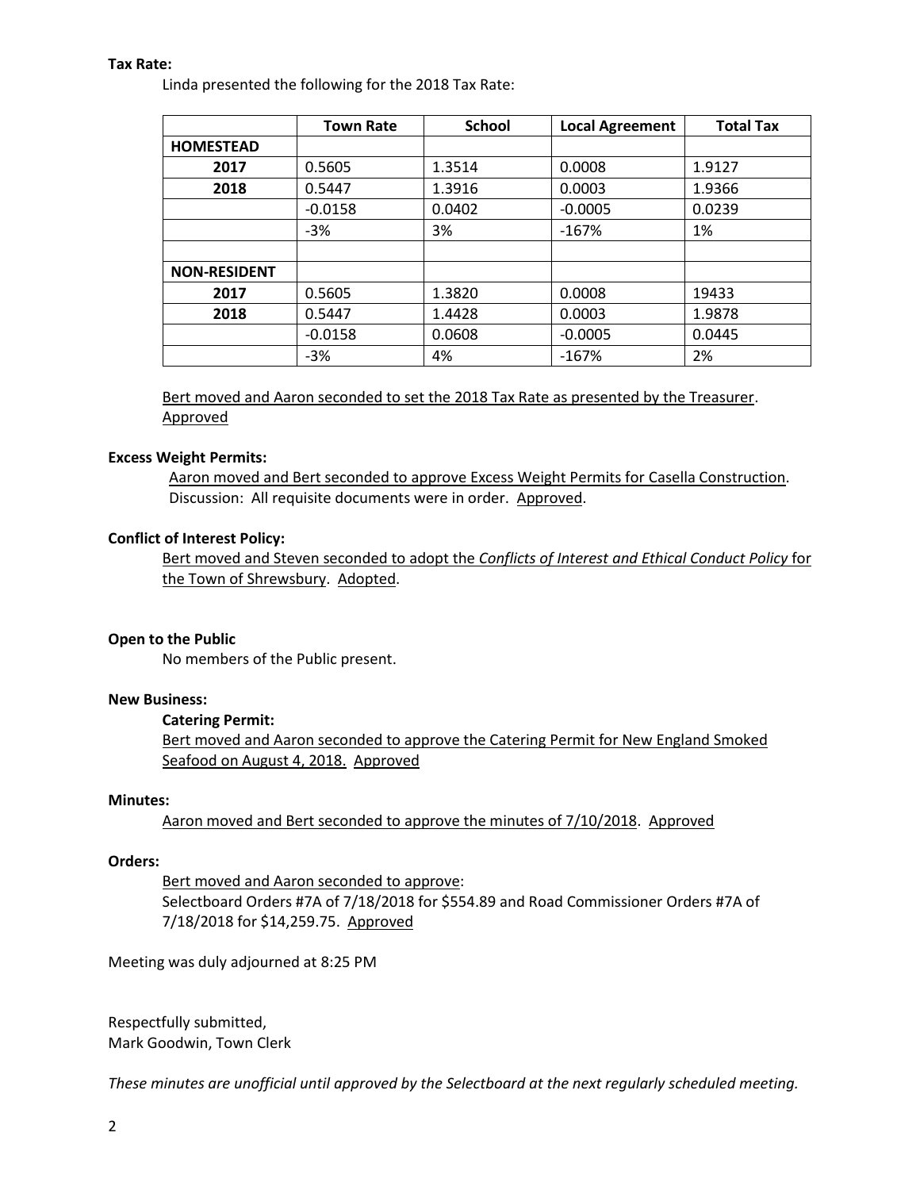**Tax Rate:**

Linda presented the following for the 2018 Tax Rate:

| | Town Rate | School | Local Agreement | Total Tax |
|---|---|---|---|---|
| **HOMESTEAD** | | | | |
| **2017** | 0.5605 | 1.3514 | 0.0008 | 1.9127 |
| **2018** | 0.5447 | 1.3916 | 0.0003 | 1.9366 |
| | -0.0158 | 0.0402 | -0.0005 | 0.0239 |
| | -3% | 3% | -167% | 1% |
| | | | | |
| **NON-RESIDENT** | | | | |
| **2017** | 0.5605 | 1.3820 | 0.0008 | 19433 |
| **2018** | 0.5447 | 1.4428 | 0.0003 | 1.9878 |
| | -0.0158 | 0.0608 | -0.0005 | 0.0445 |
| | -3% | 4% | -167% | 2% |

Bert moved and Aaron seconded to set the 2018 Tax Rate as presented by the Treasurer. Approved

**Excess Weight Permits:**

Aaron moved and Bert seconded to approve Excess Weight Permits for Casella Construction. Discussion: All requisite documents were in order. Approved.

**Conflict of Interest Policy:**

Bert moved and Steven seconded to adopt the *Conflicts of Interest and Ethical Conduct Policy* for the Town of Shrewsbury. Adopted.

**Open to the Public**

No members of the Public present.

**New Business:**

**Catering Permit:**

Bert moved and Aaron seconded to approve the Catering Permit for New England Smoked Seafood on August 4, 2018. Approved

**Minutes:**

Aaron moved and Bert seconded to approve the minutes of 7/10/2018. Approved

**Orders:**

Bert moved and Aaron seconded to approve:
Selectboard Orders #7A of 7/18/2018 for $554.89 and Road Commissioner Orders #7A of 7/18/2018 for $14,259.75. Approved

Meeting was duly adjourned at 8:25 PM

Respectfully submitted,
Mark Goodwin, Town Clerk

*These minutes are unofficial until approved by the Selectboard at the next regularly scheduled meeting.*